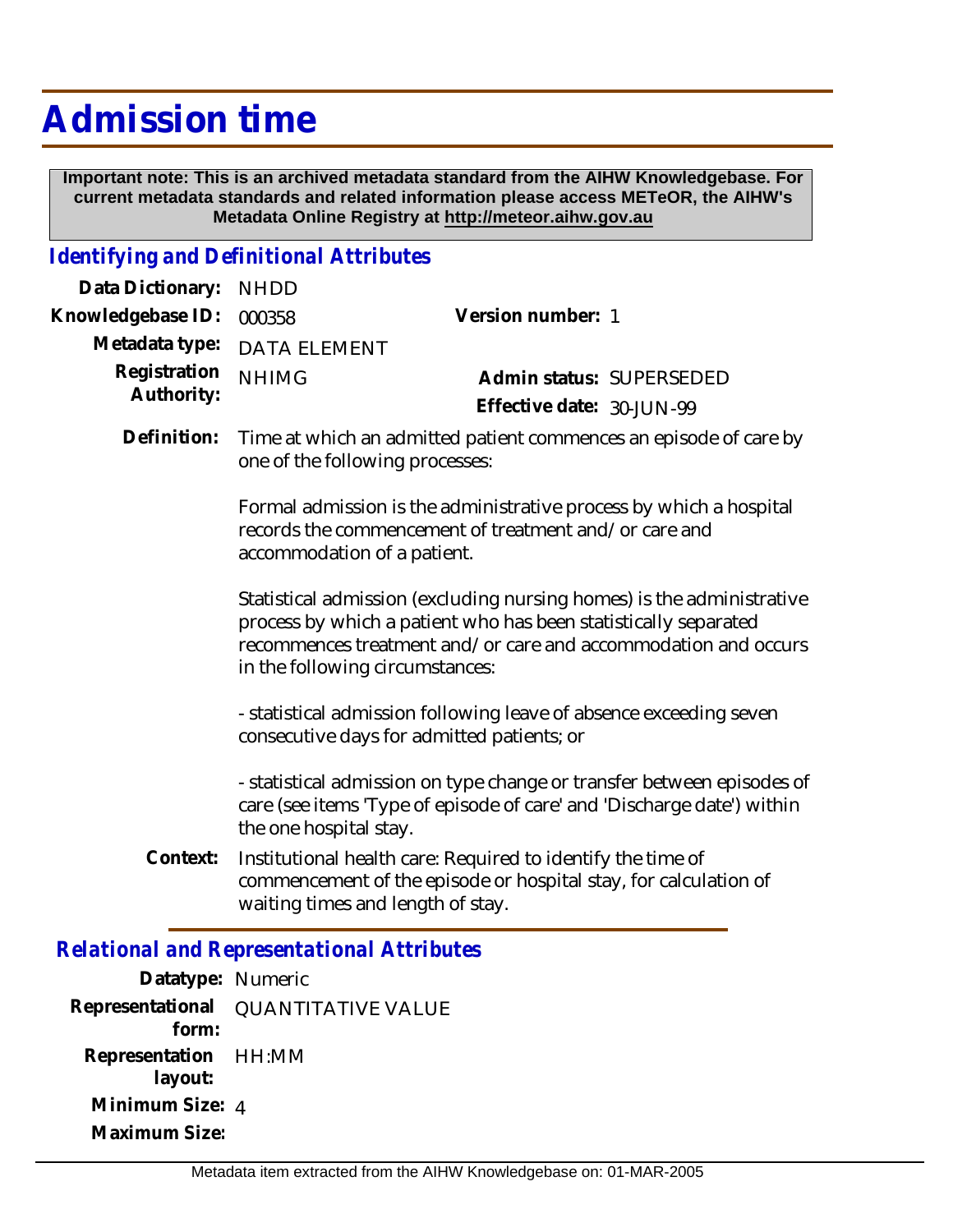# Admission time

**Important note: This is an archived metadata standard from the AIHW Knowledgebase. For current metadata standards and related information please access METeOR, the AIHW's Metadata Online Registry at http://meteor.aihw.gov.au**

## *Identifying and Definitional Attributes*

**Data Dictionary:** NHDD

**Knowledgebase ID:** 000358

**Version number:** 1

**Metadata type:** DATA ELEMENT

**Registration Authority:** NHIMG

**Admin status:** SUPERSEDED

**Effective date:** 30-JUN-99

**Definition:** Time at which an admitted patient commences an episode of care by one of the following processes:

Formal admission is the administrative process by which a hospital records the commencement of treatment and/or care and accommodation of a patient.

Statistical admission (excluding nursing homes) is the administrative process by which a patient who has been statistically separated recommences treatment and/or care and accommodation and occurs in the following circumstances:

- statistical admission following leave of absence exceeding seven consecutive days for admitted patients; or

- statistical admission on type change or transfer between episodes of care (see items 'Type of episode of care' and 'Discharge date') within the one hospital stay.

**Context:** Institutional health care: Required to identify the time of commencement of the episode or hospital stay, for calculation of waiting times and length of stay.

## *Relational and Representational Attributes*

**Datatype:** Numeric

**Representational form:** QUANTITATIVE VALUE

**Representation layout:** HH:MM

**Minimum Size:** 4

**Maximum Size:**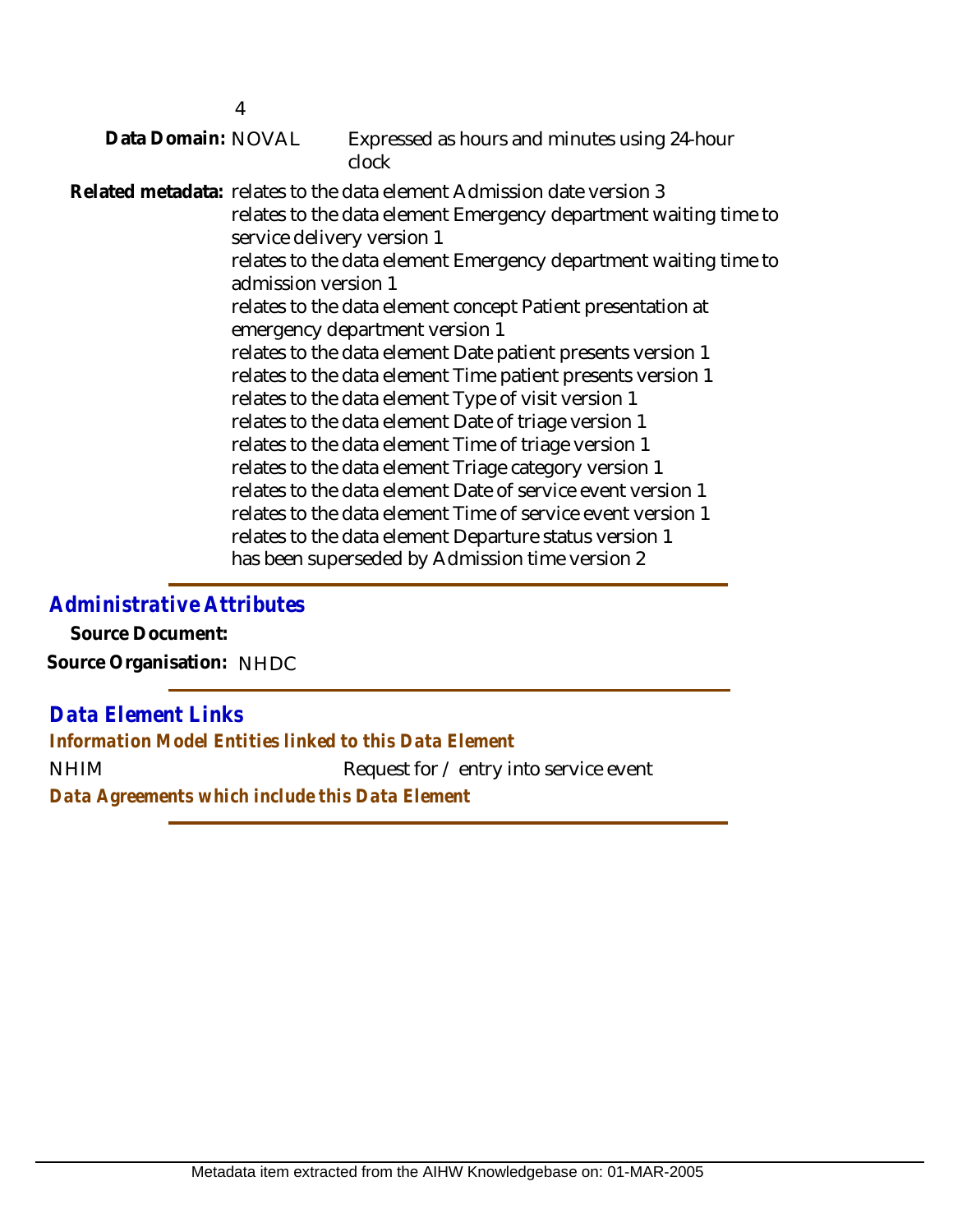4

**Data Domain:** NOVAL Expressed as hours and minutes using 24-hour clock

**Related metadata:** relates to the data element Admission date version 3
relates to the data element Emergency department waiting time to service delivery version 1
relates to the data element Emergency department waiting time to admission version 1
relates to the data element concept Patient presentation at emergency department version 1
relates to the data element Date patient presents version 1
relates to the data element Time patient presents version 1
relates to the data element Type of visit version 1
relates to the data element Date of triage version 1
relates to the data element Time of triage version 1
relates to the data element Triage category version 1
relates to the data element Date of service event version 1
relates to the data element Time of service event version 1
relates to the data element Departure status version 1
has been superseded by Admission time version 2

## Administrative Attributes

**Source Document:**

**Source Organisation:** NHDC

## Data Element Links

### Information Model Entities linked to this Data Element

NHIM Request for / entry into service event

### Data Agreements which include this Data Element